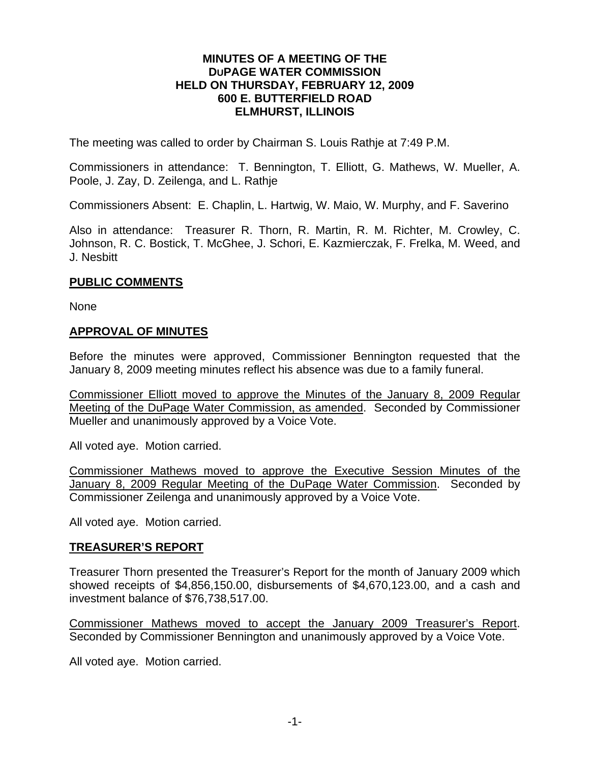# MINUTES OF A MEETING OF THE DUPAGE WATER COMMISSION HELD ON THURSDAY, FEBRUARY 12, 2009 600 E. BUTTERFIELD ROAD ELMHURST, ILLINOIS

The meeting was called to order by Chairman S. Louis Rathje at 7:49 P.M.

Commissioners in attendance: T. Bennington, T. Elliott, G. Mathews, W. Mueller, A. Poole, J. Zay, D. Zeilenga, and L. Rathje

Commissioners Absent: E. Chaplin, L. Hartwig, W. Maio, W. Murphy, and F. Saverino

Also in attendance: Treasurer R. Thorn, R. Martin, R. M. Richter, M. Crowley, C. Johnson, R. C. Bostick, T. McGhee, J. Schori, E. Kazmierczak, F. Frelka, M. Weed, and J. Nesbitt

## PUBLIC COMMENTS

None

## APPROVAL OF MINUTES

Before the minutes were approved, Commissioner Bennington requested that the January 8, 2009 meeting minutes reflect his absence was due to a family funeral.

Commissioner Elliott moved to approve the Minutes of the January 8, 2009 Regular Meeting of the DuPage Water Commission, as amended. Seconded by Commissioner Mueller and unanimously approved by a Voice Vote.

All voted aye. Motion carried.

Commissioner Mathews moved to approve the Executive Session Minutes of the January 8, 2009 Regular Meeting of the DuPage Water Commission. Seconded by Commissioner Zeilenga and unanimously approved by a Voice Vote.

All voted aye. Motion carried.

## TREASURER'S REPORT

Treasurer Thorn presented the Treasurer's Report for the month of January 2009 which showed receipts of $4,856,150.00, disbursements of $4,670,123.00, and a cash and investment balance of $76,738,517.00.

Commissioner Mathews moved to accept the January 2009 Treasurer's Report. Seconded by Commissioner Bennington and unanimously approved by a Voice Vote.

All voted aye. Motion carried.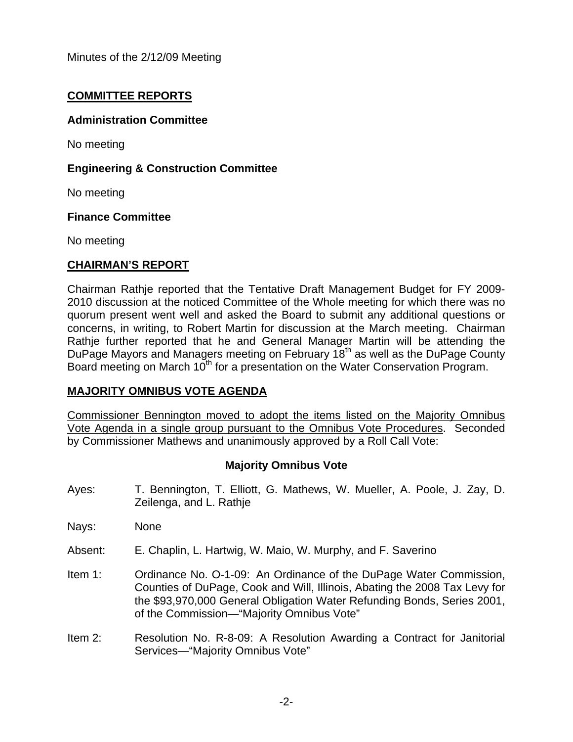Minutes of the 2/12/09 Meeting

## COMMITTEE REPORTS

### Administration Committee

No meeting

### Engineering & Construction Committee

No meeting

### Finance Committee

No meeting

## CHAIRMAN'S REPORT

Chairman Rathje reported that the Tentative Draft Management Budget for FY 2009-2010 discussion at the noticed Committee of the Whole meeting for which there was no quorum present went well and asked the Board to submit any additional questions or concerns, in writing, to Robert Martin for discussion at the March meeting. Chairman Rathje further reported that he and General Manager Martin will be attending the DuPage Mayors and Managers meeting on February 18th as well as the DuPage County Board meeting on March 10th for a presentation on the Water Conservation Program.

## MAJORITY OMNIBUS VOTE AGENDA

Commissioner Bennington moved to adopt the items listed on the Majority Omnibus Vote Agenda in a single group pursuant to the Omnibus Vote Procedures. Seconded by Commissioner Mathews and unanimously approved by a Roll Call Vote:

**Majority Omnibus Vote**

Ayes: T. Bennington, T. Elliott, G. Mathews, W. Mueller, A. Poole, J. Zay, D. Zeilenga, and L. Rathje

Nays: None

Absent: E. Chaplin, L. Hartwig, W. Maio, W. Murphy, and F. Saverino

Item 1: Ordinance No. O-1-09: An Ordinance of the DuPage Water Commission, Counties of DuPage, Cook and Will, Illinois, Abating the 2008 Tax Levy for the $93,970,000 General Obligation Water Refunding Bonds, Series 2001, of the Commission—"Majority Omnibus Vote"

Item 2: Resolution No. R-8-09: A Resolution Awarding a Contract for Janitorial Services—"Majority Omnibus Vote"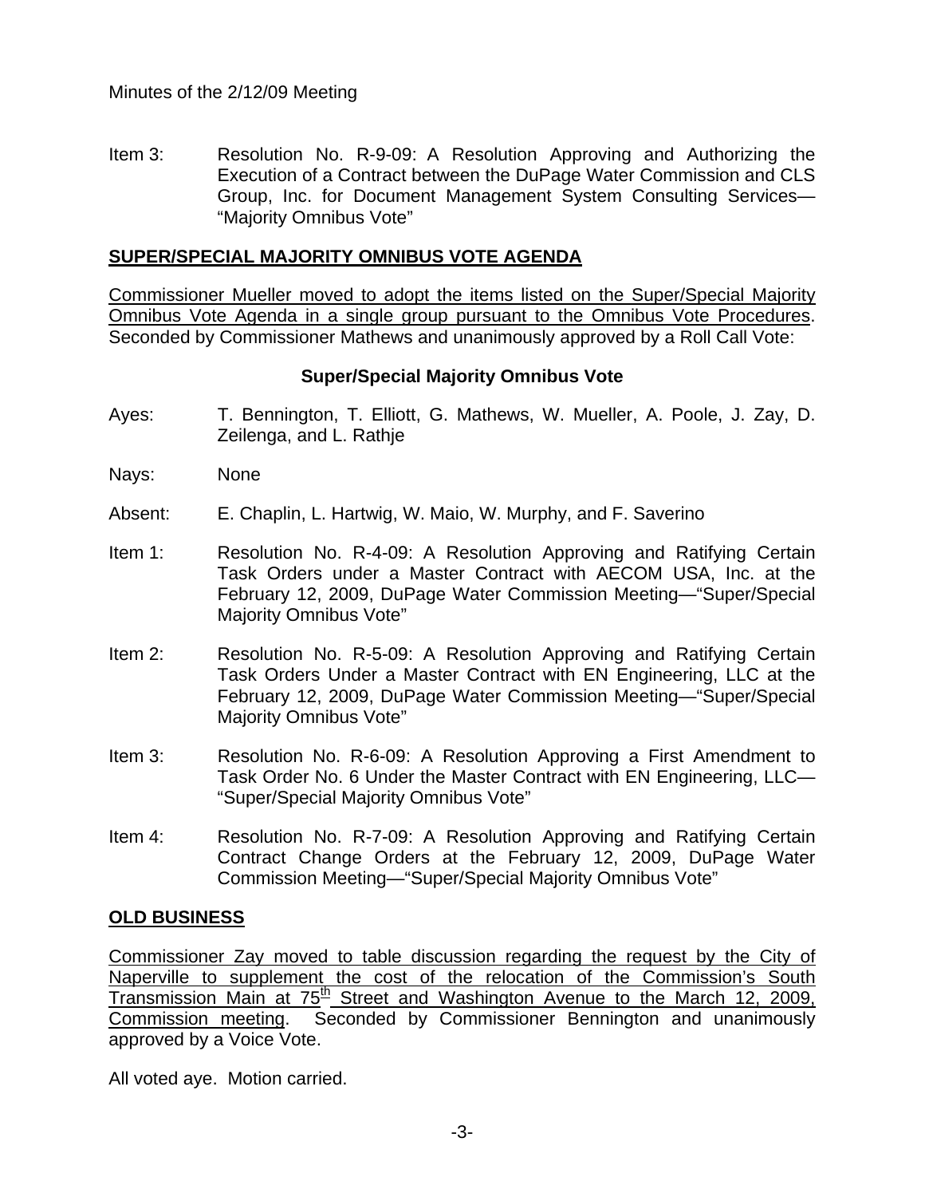Minutes of the 2/12/09 Meeting

Item 3: Resolution No. R-9-09: A Resolution Approving and Authorizing the Execution of a Contract between the DuPage Water Commission and CLS Group, Inc. for Document Management System Consulting Services—"Majority Omnibus Vote"

## SUPER/SPECIAL MAJORITY OMNIBUS VOTE AGENDA

Commissioner Mueller moved to adopt the items listed on the Super/Special Majority Omnibus Vote Agenda in a single group pursuant to the Omnibus Vote Procedures. Seconded by Commissioner Mathews and unanimously approved by a Roll Call Vote:

**Super/Special Majority Omnibus Vote**

Ayes: T. Bennington, T. Elliott, G. Mathews, W. Mueller, A. Poole, J. Zay, D. Zeilenga, and L. Rathje

Nays: None

Absent: E. Chaplin, L. Hartwig, W. Maio, W. Murphy, and F. Saverino

Item 1: Resolution No. R-4-09: A Resolution Approving and Ratifying Certain Task Orders under a Master Contract with AECOM USA, Inc. at the February 12, 2009, DuPage Water Commission Meeting—"Super/Special Majority Omnibus Vote"

Item 2: Resolution No. R-5-09: A Resolution Approving and Ratifying Certain Task Orders Under a Master Contract with EN Engineering, LLC at the February 12, 2009, DuPage Water Commission Meeting—"Super/Special Majority Omnibus Vote"

Item 3: Resolution No. R-6-09: A Resolution Approving a First Amendment to Task Order No. 6 Under the Master Contract with EN Engineering, LLC—"Super/Special Majority Omnibus Vote"

Item 4: Resolution No. R-7-09: A Resolution Approving and Ratifying Certain Contract Change Orders at the February 12, 2009, DuPage Water Commission Meeting—"Super/Special Majority Omnibus Vote"

## OLD BUSINESS

Commissioner Zay moved to table discussion regarding the request by the City of Naperville to supplement the cost of the relocation of the Commission's South Transmission Main at 75th Street and Washington Avenue to the March 12, 2009, Commission meeting. Seconded by Commissioner Bennington and unanimously approved by a Voice Vote.

All voted aye. Motion carried.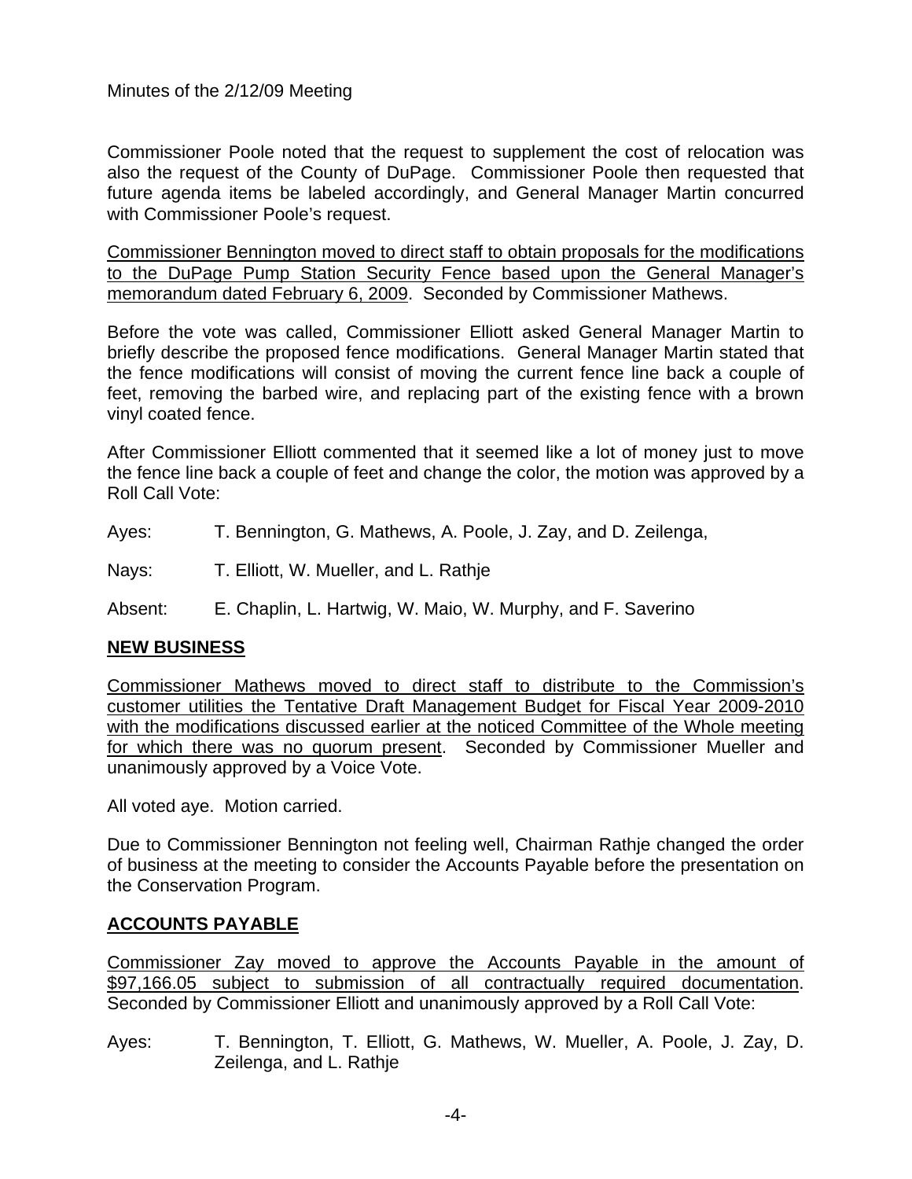Commissioner Poole noted that the request to supplement the cost of relocation was also the request of the County of DuPage. Commissioner Poole then requested that future agenda items be labeled accordingly, and General Manager Martin concurred with Commissioner Poole's request.

Commissioner Bennington moved to direct staff to obtain proposals for the modifications to the DuPage Pump Station Security Fence based upon the General Manager's memorandum dated February 6, 2009. Seconded by Commissioner Mathews.

Before the vote was called, Commissioner Elliott asked General Manager Martin to briefly describe the proposed fence modifications. General Manager Martin stated that the fence modifications will consist of moving the current fence line back a couple of feet, removing the barbed wire, and replacing part of the existing fence with a brown vinyl coated fence.

After Commissioner Elliott commented that it seemed like a lot of money just to move the fence line back a couple of feet and change the color, the motion was approved by a Roll Call Vote:

Ayes: T. Bennington, G. Mathews, A. Poole, J. Zay, and D. Zeilenga,

Nays: T. Elliott, W. Mueller, and L. Rathje

Absent: E. Chaplin, L. Hartwig, W. Maio, W. Murphy, and F. Saverino

## NEW BUSINESS

Commissioner Mathews moved to direct staff to distribute to the Commission's customer utilities the Tentative Draft Management Budget for Fiscal Year 2009-2010 with the modifications discussed earlier at the noticed Committee of the Whole meeting for which there was no quorum present. Seconded by Commissioner Mueller and unanimously approved by a Voice Vote.

All voted aye. Motion carried.

Due to Commissioner Bennington not feeling well, Chairman Rathje changed the order of business at the meeting to consider the Accounts Payable before the presentation on the Conservation Program.

## ACCOUNTS PAYABLE

Commissioner Zay moved to approve the Accounts Payable in the amount of $97,166.05 subject to submission of all contractually required documentation. Seconded by Commissioner Elliott and unanimously approved by a Roll Call Vote:

Ayes: T. Bennington, T. Elliott, G. Mathews, W. Mueller, A. Poole, J. Zay, D. Zeilenga, and L. Rathje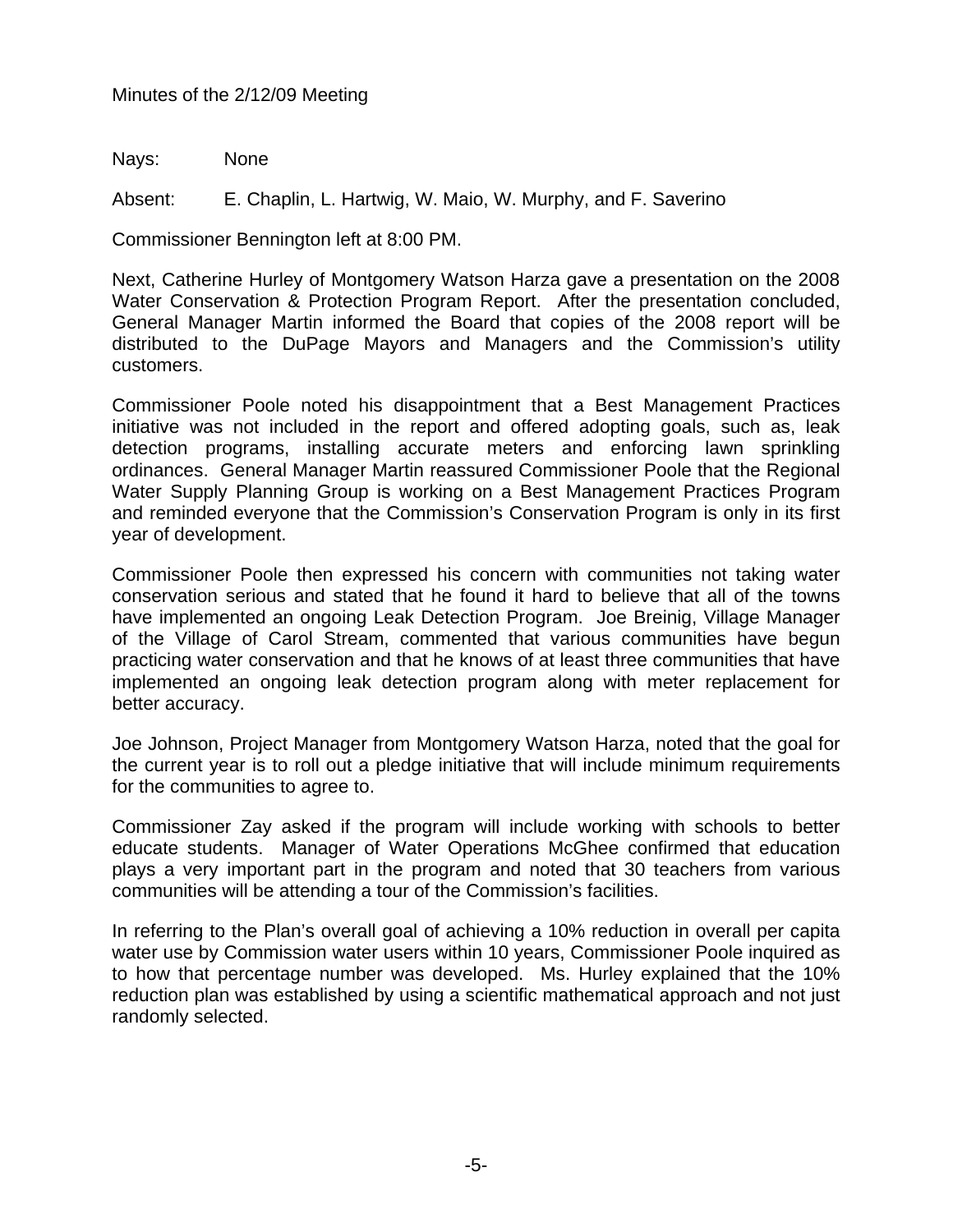Nays: None

Absent: E. Chaplin, L. Hartwig, W. Maio, W. Murphy, and F. Saverino

Commissioner Bennington left at 8:00 PM.

Next, Catherine Hurley of Montgomery Watson Harza gave a presentation on the 2008 Water Conservation & Protection Program Report. After the presentation concluded, General Manager Martin informed the Board that copies of the 2008 report will be distributed to the DuPage Mayors and Managers and the Commission's utility customers.

Commissioner Poole noted his disappointment that a Best Management Practices initiative was not included in the report and offered adopting goals, such as, leak detection programs, installing accurate meters and enforcing lawn sprinkling ordinances. General Manager Martin reassured Commissioner Poole that the Regional Water Supply Planning Group is working on a Best Management Practices Program and reminded everyone that the Commission's Conservation Program is only in its first year of development.

Commissioner Poole then expressed his concern with communities not taking water conservation serious and stated that he found it hard to believe that all of the towns have implemented an ongoing Leak Detection Program. Joe Breinig, Village Manager of the Village of Carol Stream, commented that various communities have begun practicing water conservation and that he knows of at least three communities that have implemented an ongoing leak detection program along with meter replacement for better accuracy.

Joe Johnson, Project Manager from Montgomery Watson Harza, noted that the goal for the current year is to roll out a pledge initiative that will include minimum requirements for the communities to agree to.

Commissioner Zay asked if the program will include working with schools to better educate students. Manager of Water Operations McGhee confirmed that education plays a very important part in the program and noted that 30 teachers from various communities will be attending a tour of the Commission's facilities.

In referring to the Plan's overall goal of achieving a 10% reduction in overall per capita water use by Commission water users within 10 years, Commissioner Poole inquired as to how that percentage number was developed. Ms. Hurley explained that the 10% reduction plan was established by using a scientific mathematical approach and not just randomly selected.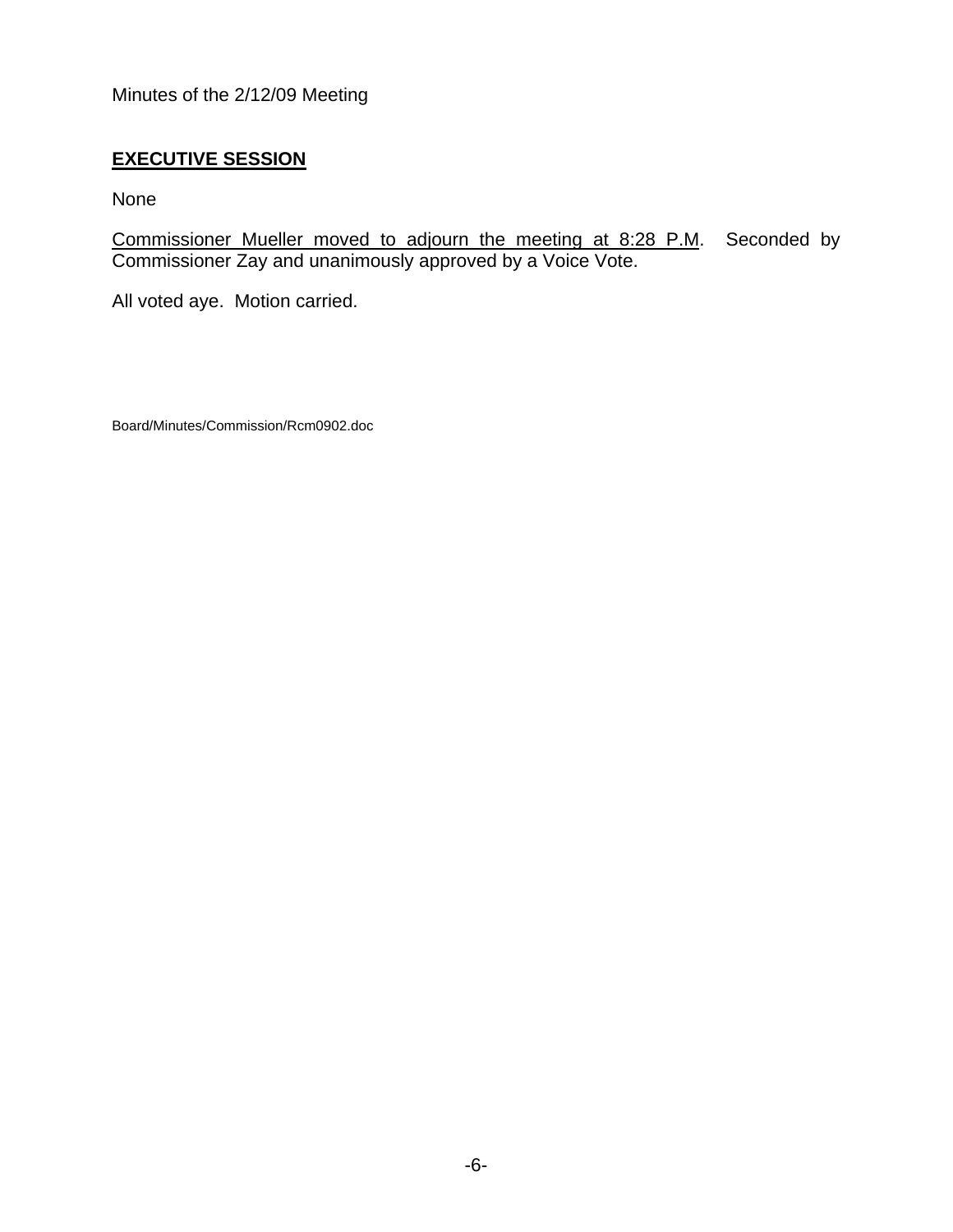Minutes of the 2/12/09 Meeting

## EXECUTIVE SESSION

None

Commissioner Mueller moved to adjourn the meeting at 8:28 P.M. Seconded by Commissioner Zay and unanimously approved by a Voice Vote.

All voted aye. Motion carried.

Board/Minutes/Commission/Rcm0902.doc